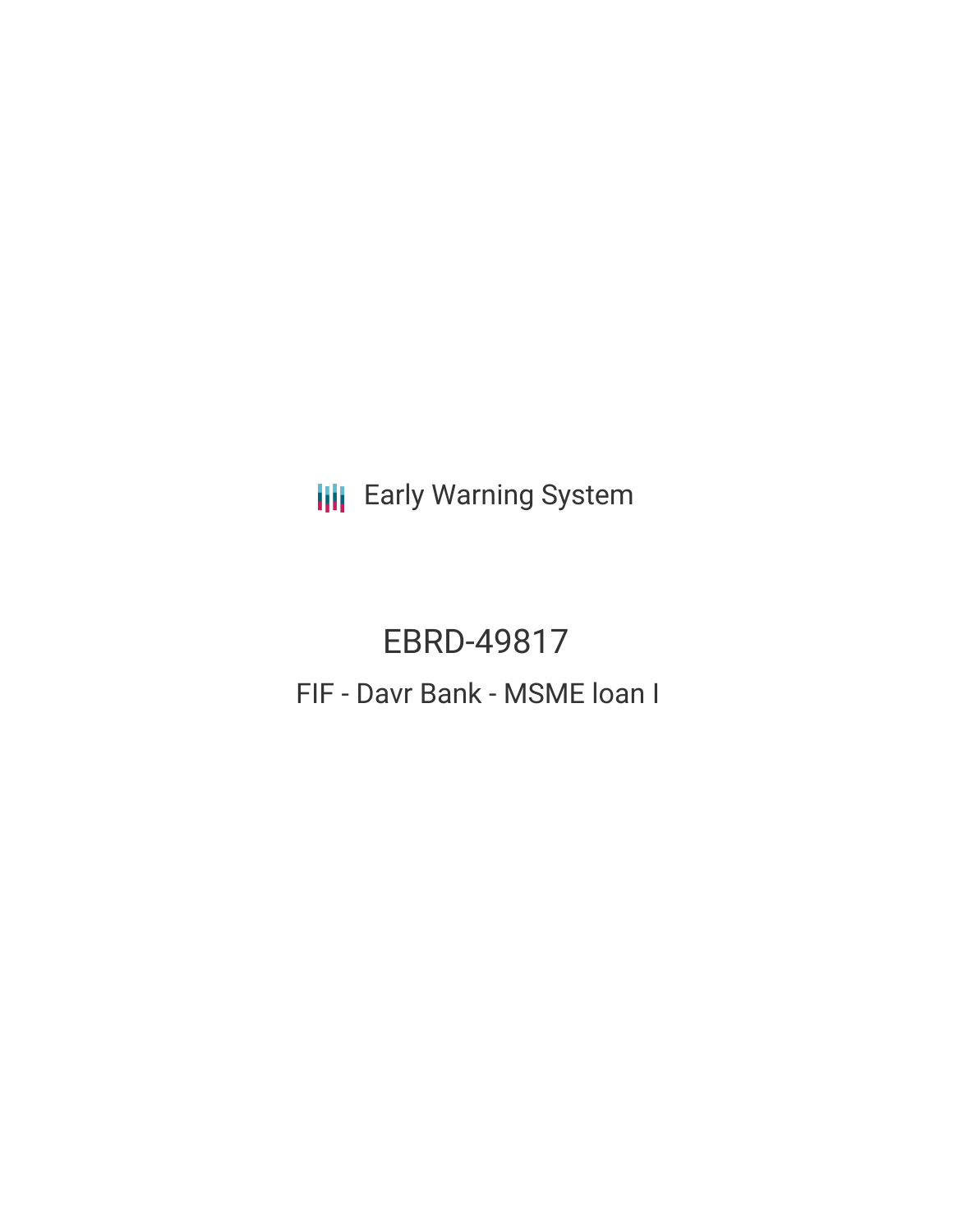Early Warning System

# EBRD-49817

## FIF - Davr Bank - MSME loan I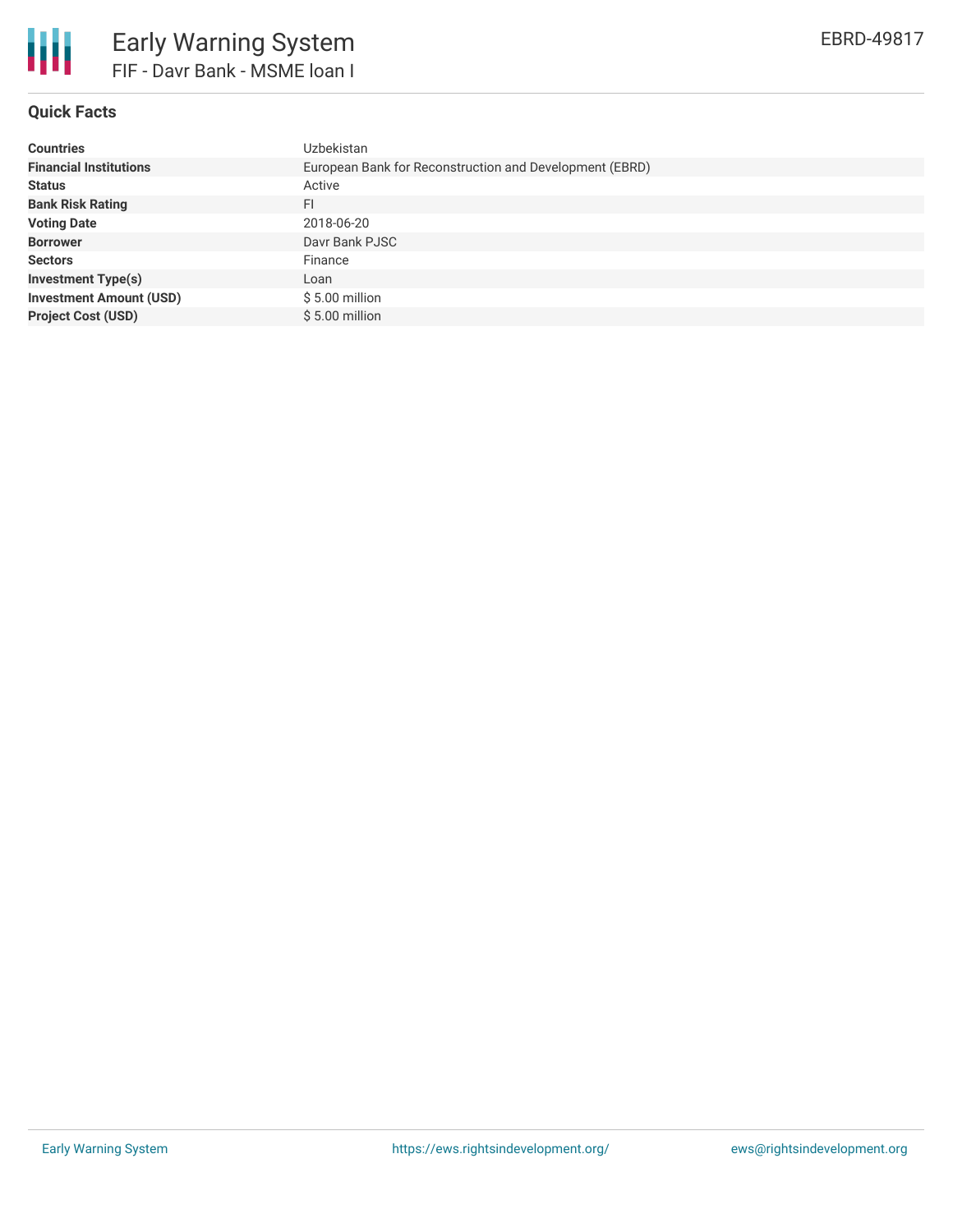# Early Warning System

## FIF - Davr Bank - MSME loan I

EBRD-49817

### Quick Facts

| | |
|---|---|
| **Countries** | Uzbekistan |
| **Financial Institutions** | European Bank for Reconstruction and Development (EBRD) |
| **Status** | Active |
| **Bank Risk Rating** | FI |
| **Voting Date** | 2018-06-20 |
| **Borrower** | Davr Bank PJSC |
| **Sectors** | Finance |
| **Investment Type(s)** | Loan |
| **Investment Amount (USD)** | $ 5.00 million |
| **Project Cost (USD)** | $ 5.00 million |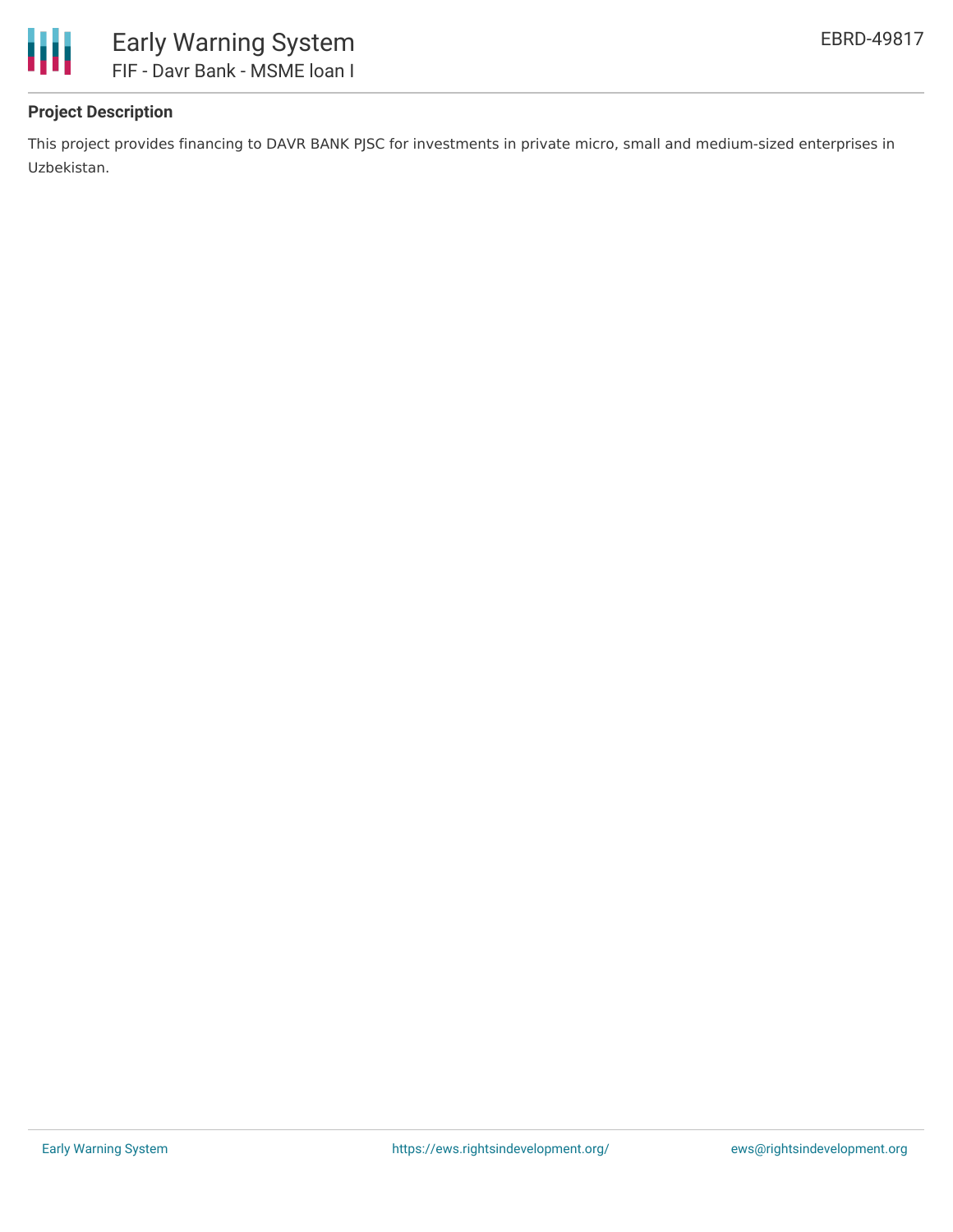## Project Description

This project provides financing to DAVR BANK PJSC for investments in private micro, small and medium-sized enterprises in Uzbekistan.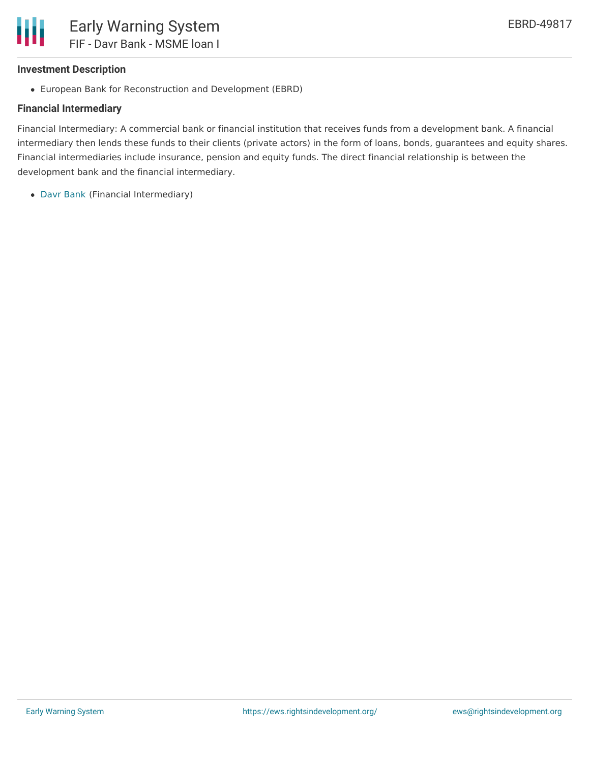### Investment Description

- European Bank for Reconstruction and Development (EBRD)

### Financial Intermediary

Financial Intermediary: A commercial bank or financial institution that receives funds from a development bank. A financial intermediary then lends these funds to their clients (private actors) in the form of loans, bonds, guarantees and equity shares. Financial intermediaries include insurance, pension and equity funds. The direct financial relationship is between the development bank and the financial intermediary.

- Davr Bank (Financial Intermediary)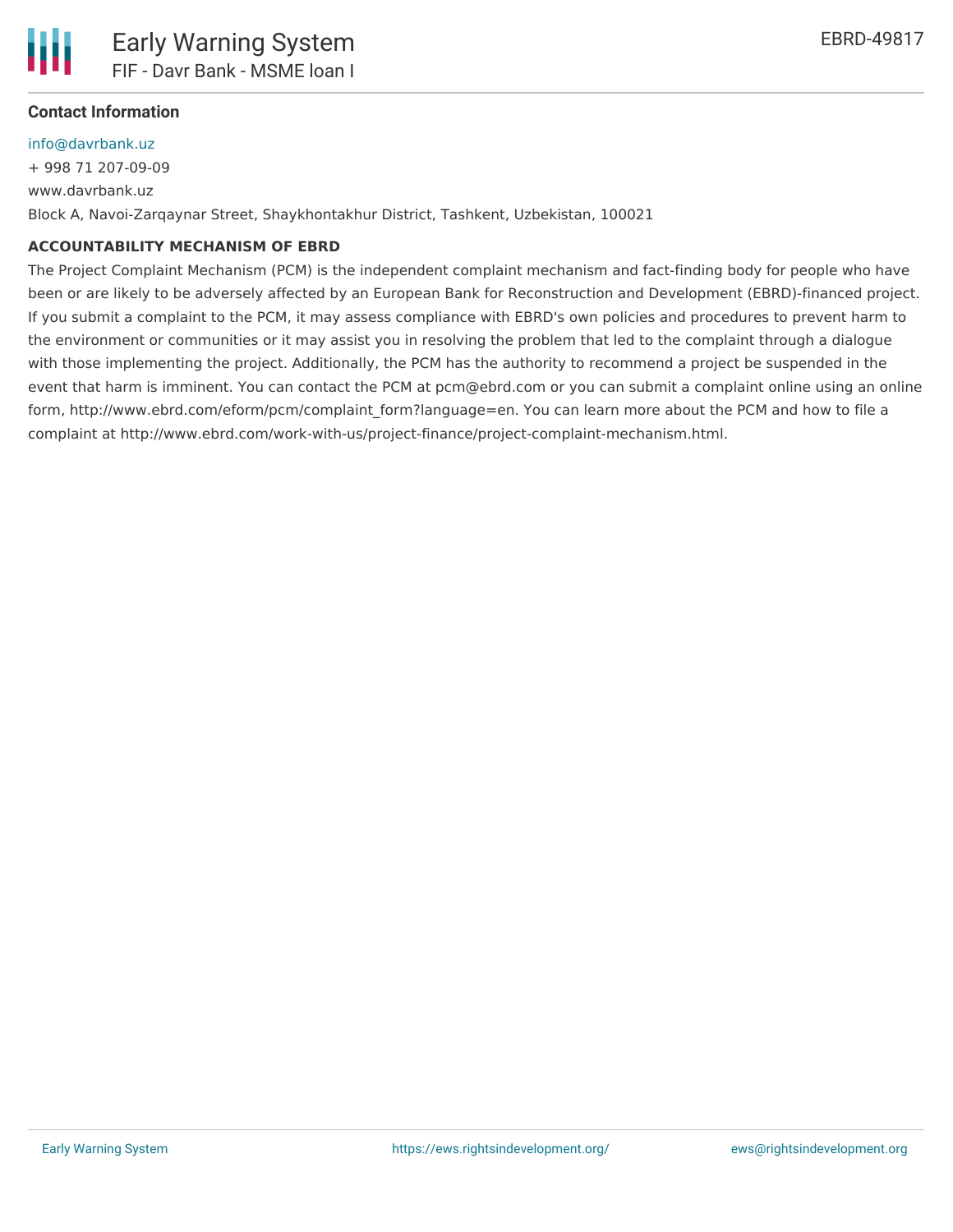**Contact Information**

info@davrbank.uz

+ 998 71 207-09-09

www.davrbank.uz

Block A, Navoi-Zarqaynar Street, Shaykhontakhur District, Tashkent, Uzbekistan, 100021

**ACCOUNTABILITY MECHANISM OF EBRD**

The Project Complaint Mechanism (PCM) is the independent complaint mechanism and fact-finding body for people who have been or are likely to be adversely affected by an European Bank for Reconstruction and Development (EBRD)-financed project. If you submit a complaint to the PCM, it may assess compliance with EBRD's own policies and procedures to prevent harm to the environment or communities or it may assist you in resolving the problem that led to the complaint through a dialogue with those implementing the project. Additionally, the PCM has the authority to recommend a project be suspended in the event that harm is imminent. You can contact the PCM at pcm@ebrd.com or you can submit a complaint online using an online form, http://www.ebrd.com/eform/pcm/complaint_form?language=en. You can learn more about the PCM and how to file a complaint at http://www.ebrd.com/work-with-us/project-finance/project-complaint-mechanism.html.